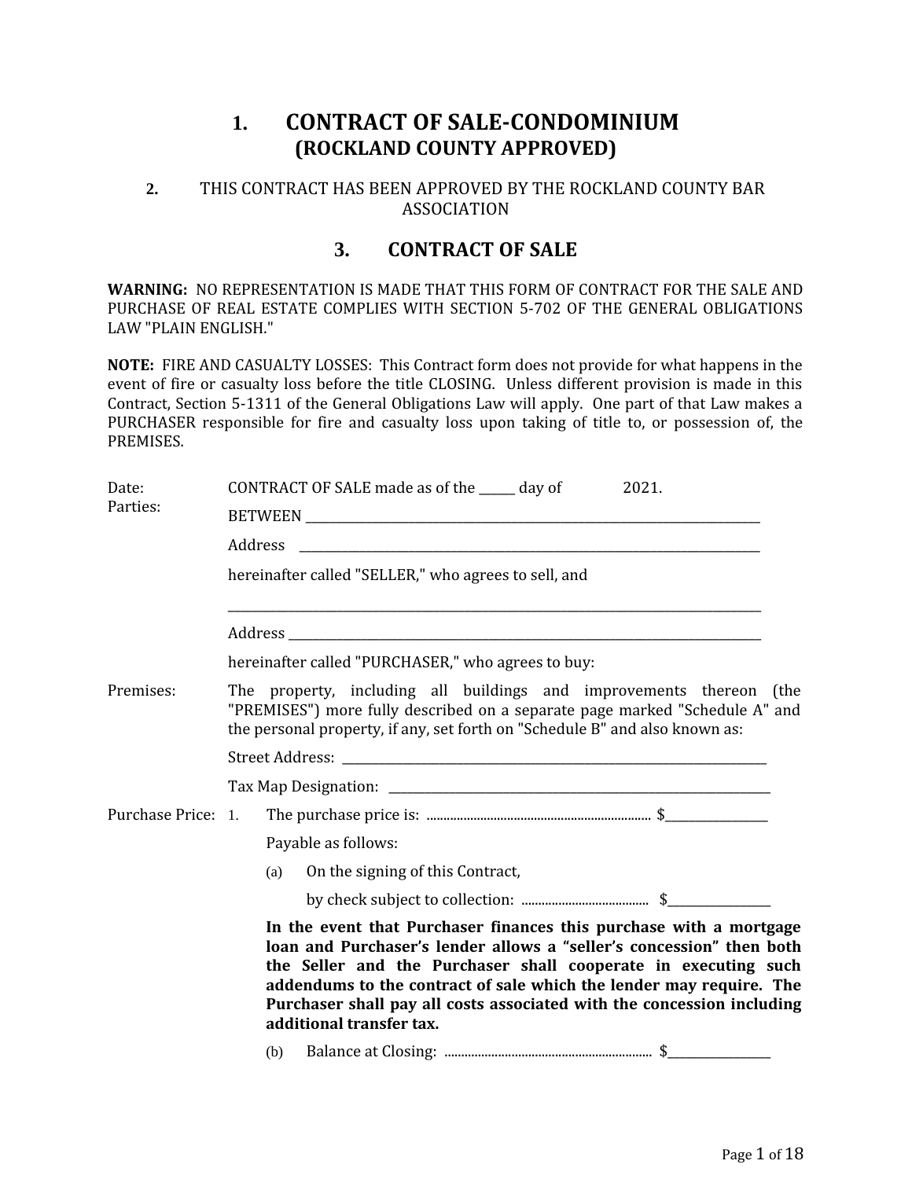# 1. CONTRACT OF SALE-CONDOMINIUM
## (ROCKLAND COUNTY APPROVED)

**2.** THIS CONTRACT HAS BEEN APPROVED BY THE ROCKLAND COUNTY BAR ASSOCIATION

## 3. CONTRACT OF SALE

**WARNING:** NO REPRESENTATION IS MADE THAT THIS FORM OF CONTRACT FOR THE SALE AND PURCHASE OF REAL ESTATE COMPLIES WITH SECTION 5-702 OF THE GENERAL OBLIGATIONS LAW "PLAIN ENGLISH."

**NOTE:** FIRE AND CASUALTY LOSSES: This Contract form does not provide for what happens in the event of fire or casualty loss before the title CLOSING. Unless different provision is made in this Contract, Section 5-1311 of the General Obligations Law will apply. One part of that Law makes a PURCHASER responsible for fire and casualty loss upon taking of title to, or possession of, the PREMISES.

Date: CONTRACT OF SALE made as of the ______ day of 2021.

Parties: BETWEEN ______________________________________________

Address ______________________________________________

hereinafter called "SELLER," who agrees to sell, and

______________________________________________

Address ______________________________________________

hereinafter called "PURCHASER," who agrees to buy:

Premises: The property, including all buildings and improvements thereon (the "PREMISES") more fully described on a separate page marked "Schedule A" and the personal property, if any, set forth on "Schedule B" and also known as:

Street Address: ______________________________________________

Tax Map Designation: ______________________________________________

Purchase Price: 1. The purchase price is: ........................................ $_______________

Payable as follows:

(a) On the signing of this Contract,

by check subject to collection: ........................................ $_______________

**In the event that Purchaser finances this purchase with a mortgage loan and Purchaser's lender allows a "seller's concession" then both the Seller and the Purchaser shall cooperate in executing such addendums to the contract of sale which the lender may require. The Purchaser shall pay all costs associated with the concession including additional transfer tax.**

(b) Balance at Closing: ........................................ $_______________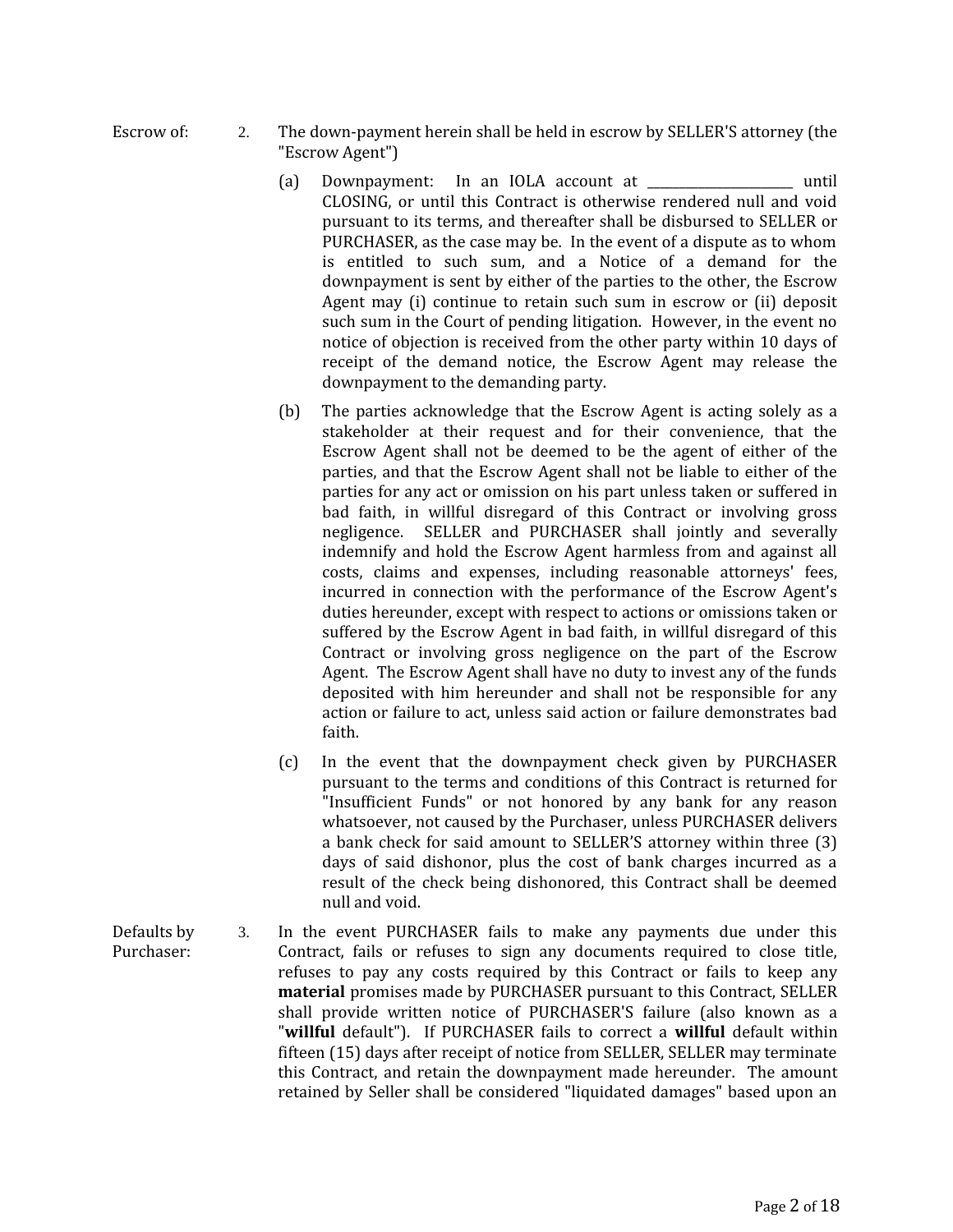Escrow of: 2. The down-payment herein shall be held in escrow by SELLER'S attorney (the "Escrow Agent")

(a) Downpayment: In an IOLA account at ____________________ until CLOSING, or until this Contract is otherwise rendered null and void pursuant to its terms, and thereafter shall be disbursed to SELLER or PURCHASER, as the case may be. In the event of a dispute as to whom is entitled to such sum, and a Notice of a demand for the downpayment is sent by either of the parties to the other, the Escrow Agent may (i) continue to retain such sum in escrow or (ii) deposit such sum in the Court of pending litigation. However, in the event no notice of objection is received from the other party within 10 days of receipt of the demand notice, the Escrow Agent may release the downpayment to the demanding party.

(b) The parties acknowledge that the Escrow Agent is acting solely as a stakeholder at their request and for their convenience, that the Escrow Agent shall not be deemed to be the agent of either of the parties, and that the Escrow Agent shall not be liable to either of the parties for any act or omission on his part unless taken or suffered in bad faith, in willful disregard of this Contract or involving gross negligence. SELLER and PURCHASER shall jointly and severally indemnify and hold the Escrow Agent harmless from and against all costs, claims and expenses, including reasonable attorneys' fees, incurred in connection with the performance of the Escrow Agent's duties hereunder, except with respect to actions or omissions taken or suffered by the Escrow Agent in bad faith, in willful disregard of this Contract or involving gross negligence on the part of the Escrow Agent. The Escrow Agent shall have no duty to invest any of the funds deposited with him hereunder and shall not be responsible for any action or failure to act, unless said action or failure demonstrates bad faith.

(c) In the event that the downpayment check given by PURCHASER pursuant to the terms and conditions of this Contract is returned for "Insufficient Funds" or not honored by any bank for any reason whatsoever, not caused by the Purchaser, unless PURCHASER delivers a bank check for said amount to SELLER'S attorney within three (3) days of said dishonor, plus the cost of bank charges incurred as a result of the check being dishonored, this Contract shall be deemed null and void.

Defaults by Purchaser: 3. In the event PURCHASER fails to make any payments due under this Contract, fails or refuses to sign any documents required to close title, refuses to pay any costs required by this Contract or fails to keep any **material** promises made by PURCHASER pursuant to this Contract, SELLER shall provide written notice of PURCHASER'S failure (also known as a "**willful** default"). If PURCHASER fails to correct a **willful** default within fifteen (15) days after receipt of notice from SELLER, SELLER may terminate this Contract, and retain the downpayment made hereunder. The amount retained by Seller shall be considered "liquidated damages" based upon an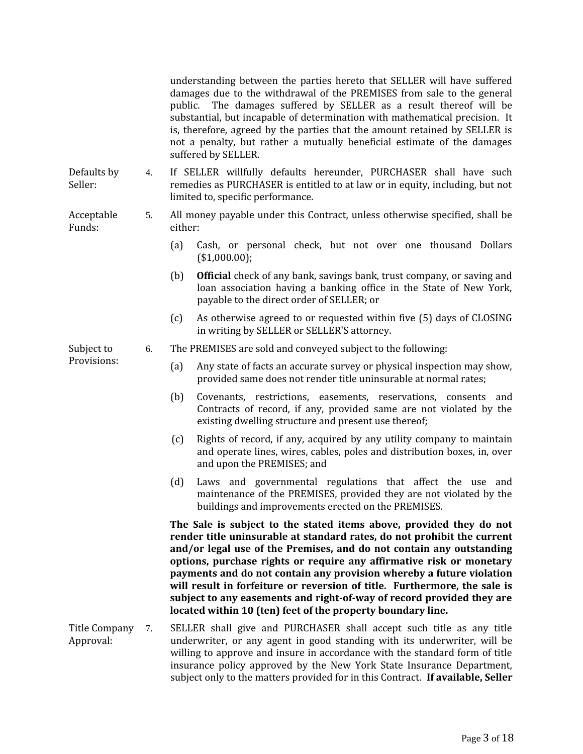understanding between the parties hereto that SELLER will have suffered damages due to the withdrawal of the PREMISES from sale to the general public. The damages suffered by SELLER as a result thereof will be substantial, but incapable of determination with mathematical precision. It is, therefore, agreed by the parties that the amount retained by SELLER is not a penalty, but rather a mutually beneficial estimate of the damages suffered by SELLER.

Defaults by Seller: 4. If SELLER willfully defaults hereunder, PURCHASER shall have such remedies as PURCHASER is entitled to at law or in equity, including, but not limited to, specific performance.

Acceptable Funds: 5. All money payable under this Contract, unless otherwise specified, shall be either:

(a) Cash, or personal check, but not over one thousand Dollars ($1,000.00);

(b) **Official** check of any bank, savings bank, trust company, or saving and loan association having a banking office in the State of New York, payable to the direct order of SELLER; or

(c) As otherwise agreed to or requested within five (5) days of CLOSING in writing by SELLER or SELLER'S attorney.

Subject to Provisions: 6. The PREMISES are sold and conveyed subject to the following:

(a) Any state of facts an accurate survey or physical inspection may show, provided same does not render title uninsurable at normal rates;

(b) Covenants, restrictions, easements, reservations, consents and Contracts of record, if any, provided same are not violated by the existing dwelling structure and present use thereof;

(c) Rights of record, if any, acquired by any utility company to maintain and operate lines, wires, cables, poles and distribution boxes, in, over and upon the PREMISES; and

(d) Laws and governmental regulations that affect the use and maintenance of the PREMISES, provided they are not violated by the buildings and improvements erected on the PREMISES.

**The Sale is subject to the stated items above, provided they do not render title uninsurable at standard rates, do not prohibit the current and/or legal use of the Premises, and do not contain any outstanding options, purchase rights or require any affirmative risk or monetary payments and do not contain any provision whereby a future violation will result in forfeiture or reversion of title. Furthermore, the sale is subject to any easements and right-of-way of record provided they are located within 10 (ten) feet of the property boundary line.**

Title Company Approval: 7. SELLER shall give and PURCHASER shall accept such title as any title underwriter, or any agent in good standing with its underwriter, will be willing to approve and insure in accordance with the standard form of title insurance policy approved by the New York State Insurance Department, subject only to the matters provided for in this Contract. **If available, Seller**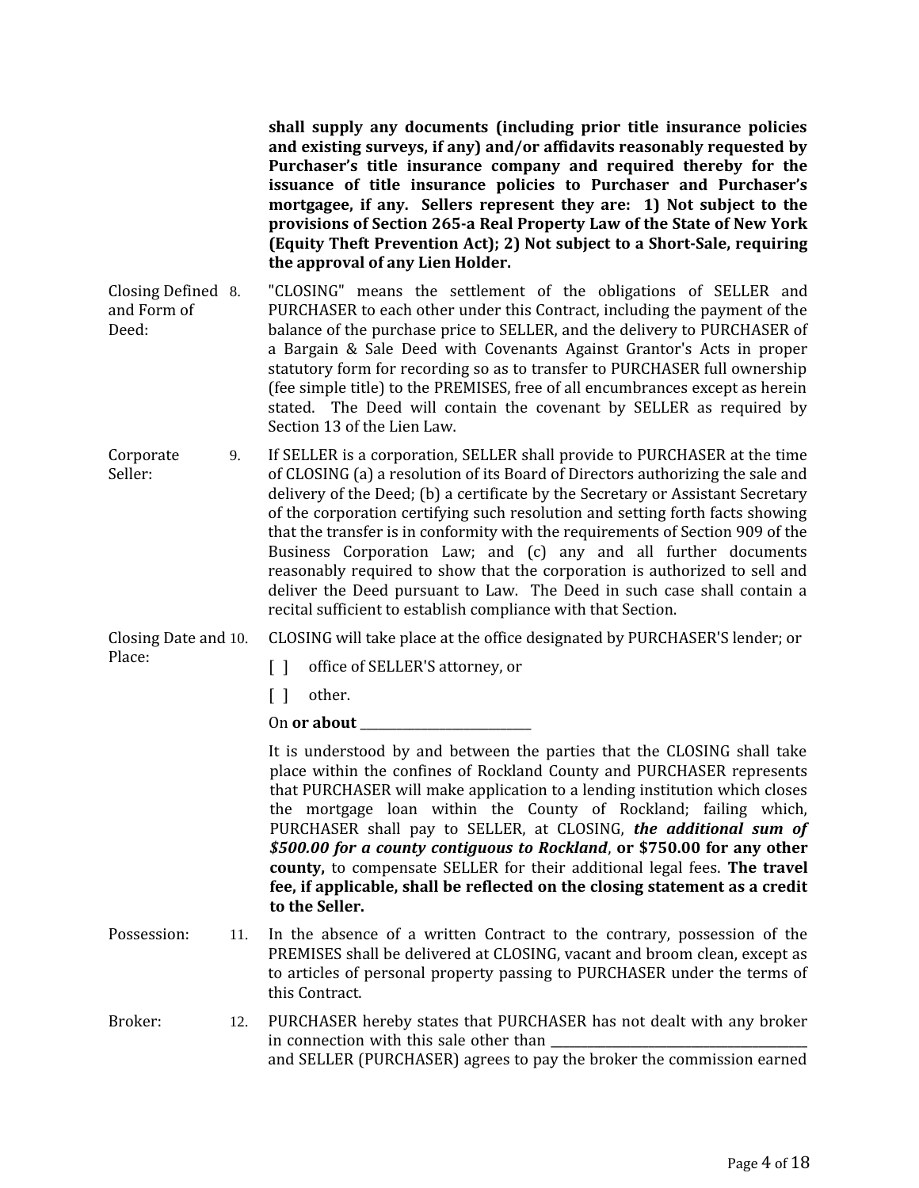**shall supply any documents (including prior title insurance policies and existing surveys, if any) and/or affidavits reasonably requested by Purchaser's title insurance company and required thereby for the issuance of title insurance policies to Purchaser and Purchaser's mortgagee, if any. Sellers represent they are: 1) Not subject to the provisions of Section 265-a Real Property Law of the State of New York (Equity Theft Prevention Act); 2) Not subject to a Short-Sale, requiring the approval of any Lien Holder.**

Closing Defined and Form of Deed: 8. "CLOSING" means the settlement of the obligations of SELLER and PURCHASER to each other under this Contract, including the payment of the balance of the purchase price to SELLER, and the delivery to PURCHASER of a Bargain & Sale Deed with Covenants Against Grantor's Acts in proper statutory form for recording so as to transfer to PURCHASER full ownership (fee simple title) to the PREMISES, free of all encumbrances except as herein stated. The Deed will contain the covenant by SELLER as required by Section 13 of the Lien Law.

Corporate Seller: 9. If SELLER is a corporation, SELLER shall provide to PURCHASER at the time of CLOSING (a) a resolution of its Board of Directors authorizing the sale and delivery of the Deed; (b) a certificate by the Secretary or Assistant Secretary of the corporation certifying such resolution and setting forth facts showing that the transfer is in conformity with the requirements of Section 909 of the Business Corporation Law; and (c) any and all further documents reasonably required to show that the corporation is authorized to sell and deliver the Deed pursuant to Law. The Deed in such case shall contain a recital sufficient to establish compliance with that Section.

Closing Date and Place: 10. CLOSING will take place at the office designated by PURCHASER'S lender; or

[ ] office of SELLER'S attorney, or

[ ] other.

On **or about** ____________________________

It is understood by and between the parties that the CLOSING shall take place within the confines of Rockland County and PURCHASER represents that PURCHASER will make application to a lending institution which closes the mortgage loan within the County of Rockland; failing which, PURCHASER shall pay to SELLER, at CLOSING, ***the additional sum of $500.00 for a county contiguous to Rockland***, **or $750.00 for any other county,** to compensate SELLER for their additional legal fees. **The travel fee, if applicable, shall be reflected on the closing statement as a credit to the Seller.**

Possession: 11. In the absence of a written Contract to the contrary, possession of the PREMISES shall be delivered at CLOSING, vacant and broom clean, except as to articles of personal property passing to PURCHASER under the terms of this Contract.

Broker: 12. PURCHASER hereby states that PURCHASER has not dealt with any broker in connection with this sale other than ________________________________________ and SELLER (PURCHASER) agrees to pay the broker the commission earned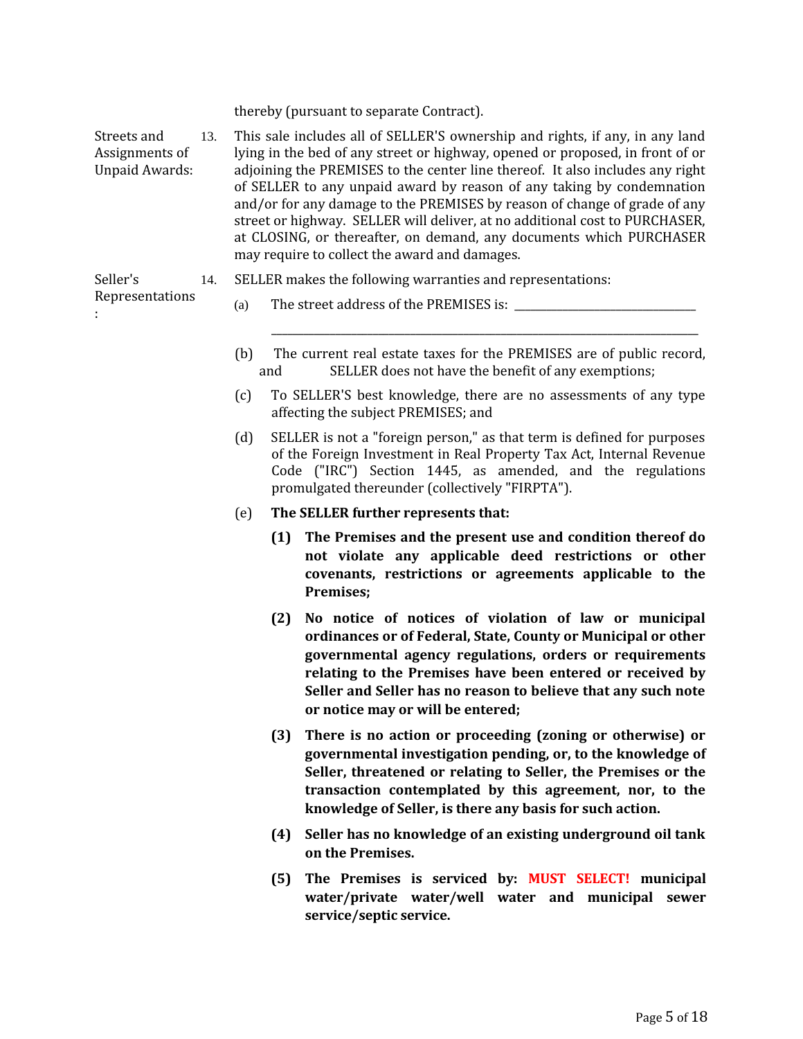thereby (pursuant to separate Contract).

Streets and Assignments of Unpaid Awards:

13. This sale includes all of SELLER'S ownership and rights, if any, in any land lying in the bed of any street or highway, opened or proposed, in front of or adjoining the PREMISES to the center line thereof. It also includes any right of SELLER to any unpaid award by reason of any taking by condemnation and/or for any damage to the PREMISES by reason of change of grade of any street or highway. SELLER will deliver, at no additional cost to PURCHASER, at CLOSING, or thereafter, on demand, any documents which PURCHASER may require to collect the award and damages.

Seller's Representations:

14. SELLER makes the following warranties and representations:

(a) The street address of the PREMISES is: ______________________________

______________________________________________________________________________

(b) The current real estate taxes for the PREMISES are of public record, and SELLER does not have the benefit of any exemptions;

(c) To SELLER'S best knowledge, there are no assessments of any type affecting the subject PREMISES; and

(d) SELLER is not a "foreign person," as that term is defined for purposes of the Foreign Investment in Real Property Tax Act, Internal Revenue Code ("IRC") Section 1445, as amended, and the regulations promulgated thereunder (collectively "FIRPTA").

(e) **The SELLER further represents that:**

**(1) The Premises and the present use and condition thereof do not violate any applicable deed restrictions or other covenants, restrictions or agreements applicable to the Premises;**

**(2) No notice of notices of violation of law or municipal ordinances or of Federal, State, County or Municipal or other governmental agency regulations, orders or requirements relating to the Premises have been entered or received by Seller and Seller has no reason to believe that any such note or notice may or will be entered;**

**(3) There is no action or proceeding (zoning or otherwise) or governmental investigation pending, or, to the knowledge of Seller, threatened or relating to Seller, the Premises or the transaction contemplated by this agreement, nor, to the knowledge of Seller, is there any basis for such action.**

**(4) Seller has no knowledge of an existing underground oil tank on the Premises.**

**(5) The Premises is serviced by: MUST SELECT! municipal water/private water/well water and municipal sewer service/septic service.**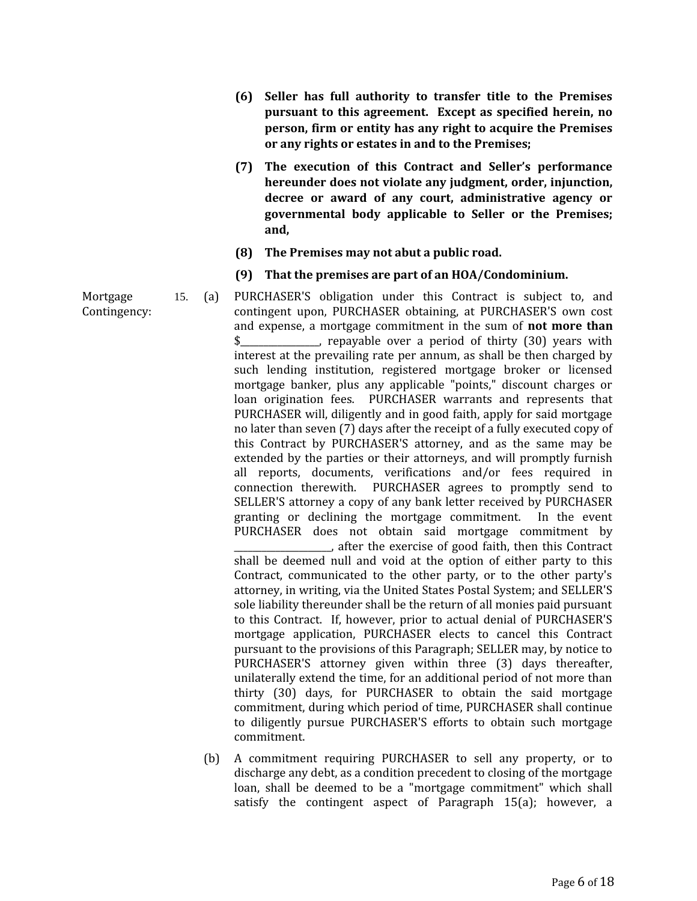**(6) Seller has full authority to transfer title to the Premises pursuant to this agreement. Except as specified herein, no person, firm or entity has any right to acquire the Premises or any rights or estates in and to the Premises;**

**(7) The execution of this Contract and Seller's performance hereunder does not violate any judgment, order, injunction, decree or award of any court, administrative agency or governmental body applicable to Seller or the Premises; and,**

**(8) The Premises may not abut a public road.**

**(9) That the premises are part of an HOA/Condominium.**

Mortgage Contingency:

15. (a) PURCHASER'S obligation under this Contract is subject to, and contingent upon, PURCHASER obtaining, at PURCHASER'S own cost and expense, a mortgage commitment in the sum of **not more than** $________________, repayable over a period of thirty (30) years with interest at the prevailing rate per annum, as shall be then charged by such lending institution, registered mortgage broker or licensed mortgage banker, plus any applicable "points," discount charges or loan origination fees. PURCHASER warrants and represents that PURCHASER will, diligently and in good faith, apply for said mortgage no later than seven (7) days after the receipt of a fully executed copy of this Contract by PURCHASER'S attorney, and as the same may be extended by the parties or their attorneys, and will promptly furnish all reports, documents, verifications and/or fees required in connection therewith. PURCHASER agrees to promptly send to SELLER'S attorney a copy of any bank letter received by PURCHASER granting or declining the mortgage commitment. In the event PURCHASER does not obtain said mortgage commitment by ___________________, after the exercise of good faith, then this Contract shall be deemed null and void at the option of either party to this Contract, communicated to the other party, or to the other party's attorney, in writing, via the United States Postal System; and SELLER'S sole liability thereunder shall be the return of all monies paid pursuant to this Contract. If, however, prior to actual denial of PURCHASER'S mortgage application, PURCHASER elects to cancel this Contract pursuant to the provisions of this Paragraph; SELLER may, by notice to PURCHASER'S attorney given within three (3) days thereafter, unilaterally extend the time, for an additional period of not more than thirty (30) days, for PURCHASER to obtain the said mortgage commitment, during which period of time, PURCHASER shall continue to diligently pursue PURCHASER'S efforts to obtain such mortgage commitment.

(b) A commitment requiring PURCHASER to sell any property, or to discharge any debt, as a condition precedent to closing of the mortgage loan, shall be deemed to be a "mortgage commitment" which shall satisfy the contingent aspect of Paragraph 15(a); however, a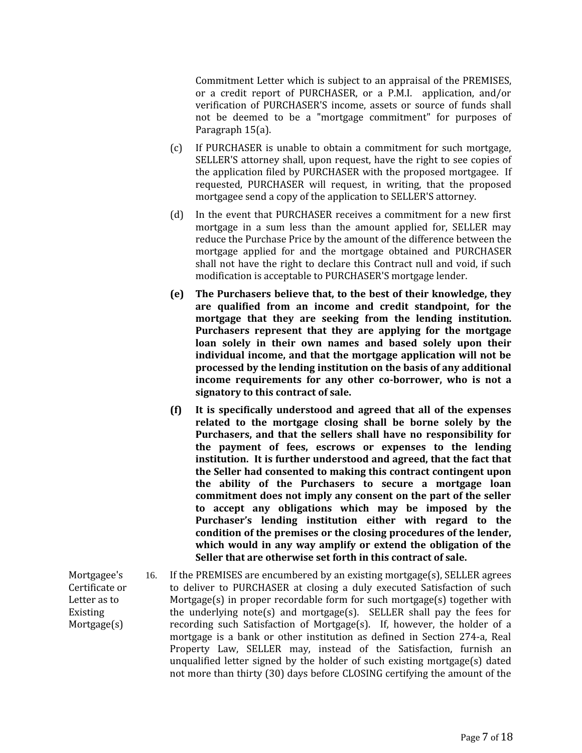Commitment Letter which is subject to an appraisal of the PREMISES, or a credit report of PURCHASER, or a P.M.I. application, and/or verification of PURCHASER'S income, assets or source of funds shall not be deemed to be a "mortgage commitment" for purposes of Paragraph 15(a).

(c) If PURCHASER is unable to obtain a commitment for such mortgage, SELLER'S attorney shall, upon request, have the right to see copies of the application filed by PURCHASER with the proposed mortgagee. If requested, PURCHASER will request, in writing, that the proposed mortgagee send a copy of the application to SELLER'S attorney.

(d) In the event that PURCHASER receives a commitment for a new first mortgage in a sum less than the amount applied for, SELLER may reduce the Purchase Price by the amount of the difference between the mortgage applied for and the mortgage obtained and PURCHASER shall not have the right to declare this Contract null and void, if such modification is acceptable to PURCHASER'S mortgage lender.

**(e) The Purchasers believe that, to the best of their knowledge, they are qualified from an income and credit standpoint, for the mortgage that they are seeking from the lending institution. Purchasers represent that they are applying for the mortgage loan solely in their own names and based solely upon their individual income, and that the mortgage application will not be processed by the lending institution on the basis of any additional income requirements for any other co-borrower, who is not a signatory to this contract of sale.**

**(f) It is specifically understood and agreed that all of the expenses related to the mortgage closing shall be borne solely by the Purchasers, and that the sellers shall have no responsibility for the payment of fees, escrows or expenses to the lending institution. It is further understood and agreed, that the fact that the Seller had consented to making this contract contingent upon the ability of the Purchasers to secure a mortgage loan commitment does not imply any consent on the part of the seller to accept any obligations which may be imposed by the Purchaser's lending institution either with regard to the condition of the premises or the closing procedures of the lender, which would in any way amplify or extend the obligation of the Seller that are otherwise set forth in this contract of sale.**

Mortgagee's Certificate or Letter as to Existing Mortgage(s)

16. If the PREMISES are encumbered by an existing mortgage(s), SELLER agrees to deliver to PURCHASER at closing a duly executed Satisfaction of such Mortgage(s) in proper recordable form for such mortgage(s) together with the underlying note(s) and mortgage(s). SELLER shall pay the fees for recording such Satisfaction of Mortgage(s). If, however, the holder of a mortgage is a bank or other institution as defined in Section 274-a, Real Property Law, SELLER may, instead of the Satisfaction, furnish an unqualified letter signed by the holder of such existing mortgage(s) dated not more than thirty (30) days before CLOSING certifying the amount of the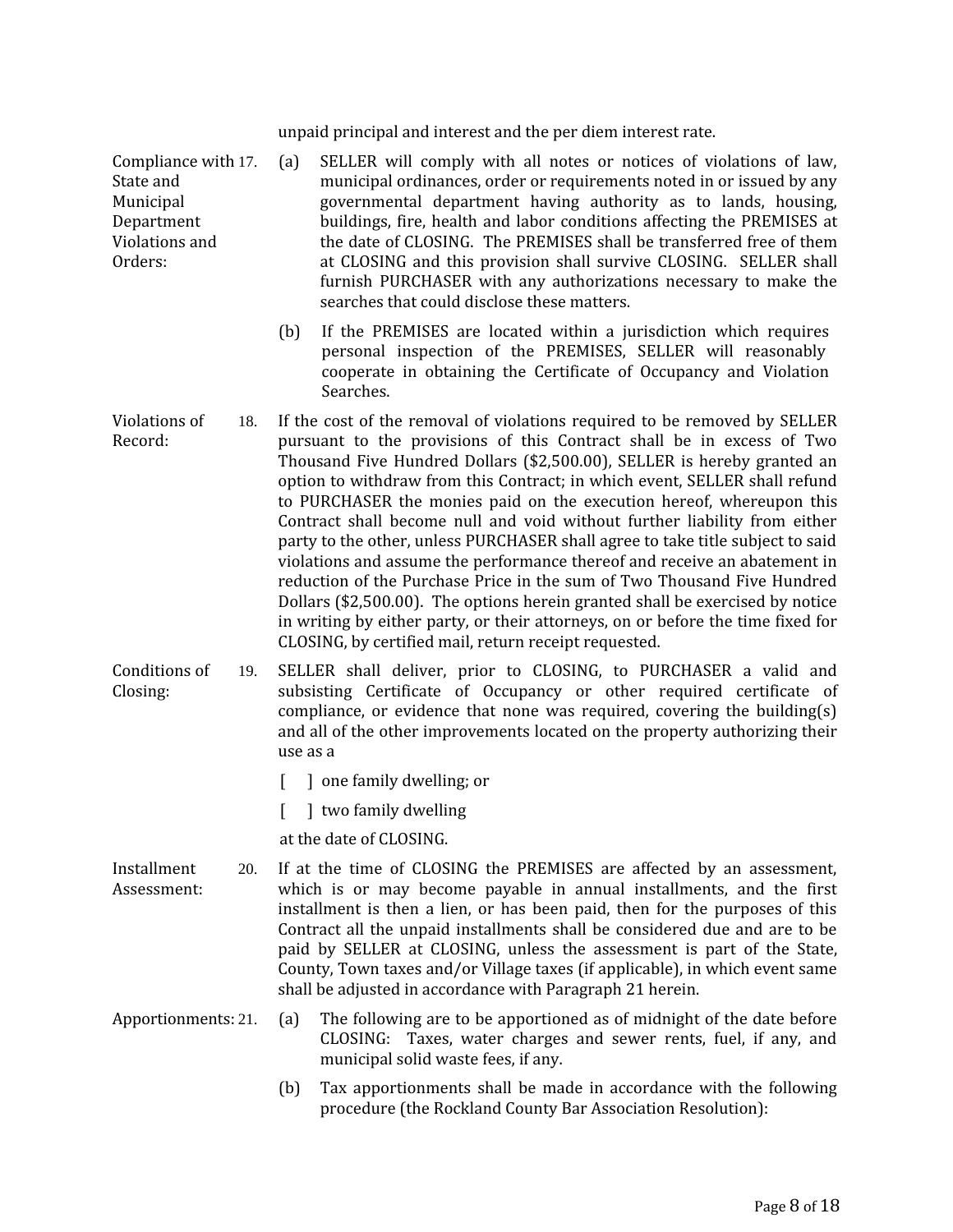unpaid principal and interest and the per diem interest rate.

**Compliance with State and Municipal Department Violations and Orders:**

17. (a) SELLER will comply with all notes or notices of violations of law, municipal ordinances, order or requirements noted in or issued by any governmental department having authority as to lands, housing, buildings, fire, health and labor conditions affecting the PREMISES at the date of CLOSING. The PREMISES shall be transferred free of them at CLOSING and this provision shall survive CLOSING. SELLER shall furnish PURCHASER with any authorizations necessary to make the searches that could disclose these matters.

    (b) If the PREMISES are located within a jurisdiction which requires personal inspection of the PREMISES, SELLER will reasonably cooperate in obtaining the Certificate of Occupancy and Violation Searches.

**Violations of Record:**

18. If the cost of the removal of violations required to be removed by SELLER pursuant to the provisions of this Contract shall be in excess of Two Thousand Five Hundred Dollars ($2,500.00), SELLER is hereby granted an option to withdraw from this Contract; in which event, SELLER shall refund to PURCHASER the monies paid on the execution hereof, whereupon this Contract shall become null and void without further liability from either party to the other, unless PURCHASER shall agree to take title subject to said violations and assume the performance thereof and receive an abatement in reduction of the Purchase Price in the sum of Two Thousand Five Hundred Dollars ($2,500.00). The options herein granted shall be exercised by notice in writing by either party, or their attorneys, on or before the time fixed for CLOSING, by certified mail, return receipt requested.

**Conditions of Closing:**

19. SELLER shall deliver, prior to CLOSING, to PURCHASER a valid and subsisting Certificate of Occupancy or other required certificate of compliance, or evidence that none was required, covering the building(s) and all of the other improvements located on the property authorizing their use as a

    [ ] one family dwelling; or

    [ ] two family dwelling

    at the date of CLOSING.

**Installment Assessment:**

20. If at the time of CLOSING the PREMISES are affected by an assessment, which is or may become payable in annual installments, and the first installment is then a lien, or has been paid, then for the purposes of this Contract all the unpaid installments shall be considered due and are to be paid by SELLER at CLOSING, unless the assessment is part of the State, County, Town taxes and/or Village taxes (if applicable), in which event same shall be adjusted in accordance with Paragraph 21 herein.

**Apportionments:**

21. (a) The following are to be apportioned as of midnight of the date before CLOSING: Taxes, water charges and sewer rents, fuel, if any, and municipal solid waste fees, if any.

    (b) Tax apportionments shall be made in accordance with the following procedure (the Rockland County Bar Association Resolution):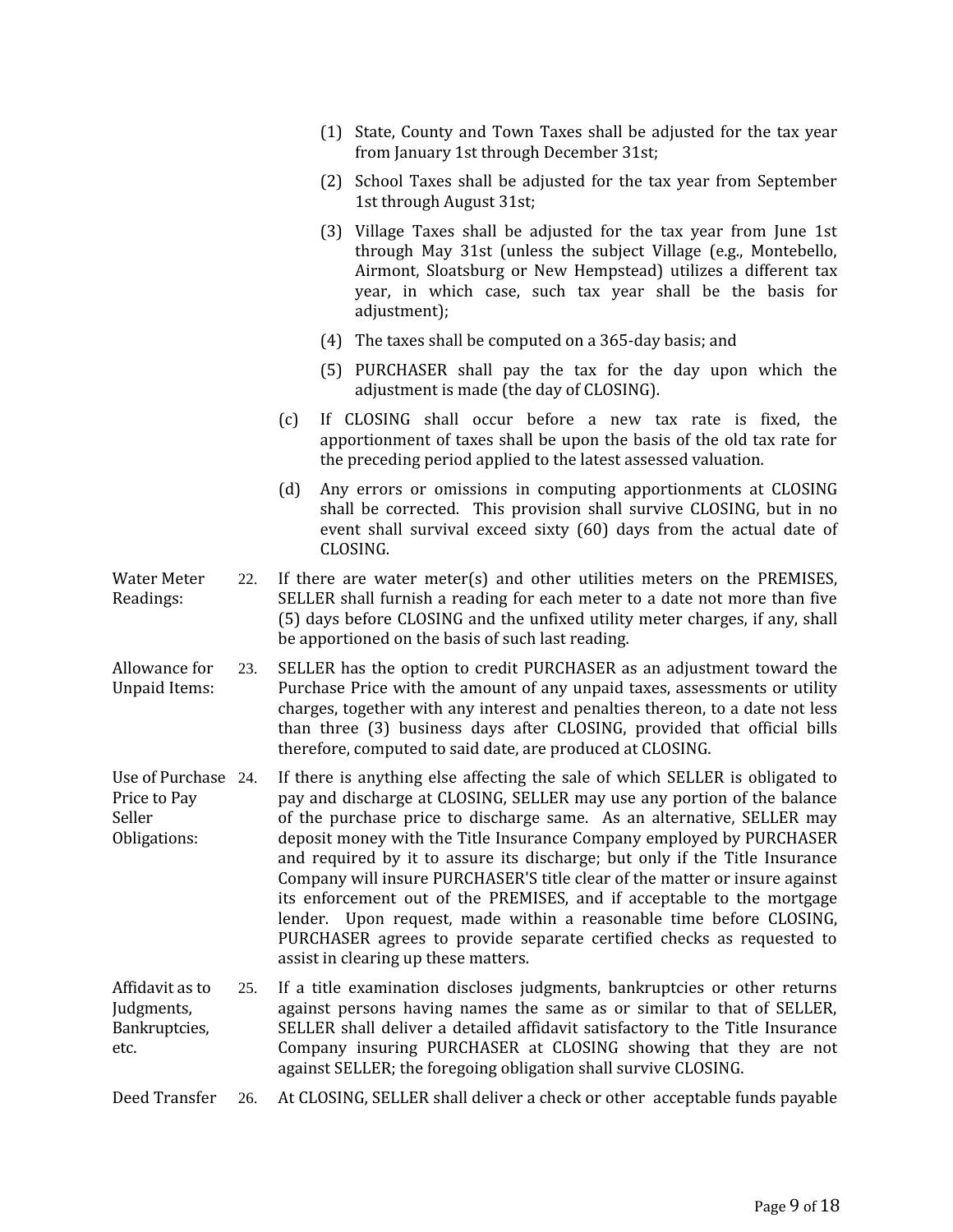(1) State, County and Town Taxes shall be adjusted for the tax year from January 1st through December 31st;

(2) School Taxes shall be adjusted for the tax year from September 1st through August 31st;

(3) Village Taxes shall be adjusted for the tax year from June 1st through May 31st (unless the subject Village (e.g., Montebello, Airmont, Sloatsburg or New Hempstead) utilizes a different tax year, in which case, such tax year shall be the basis for adjustment);

(4) The taxes shall be computed on a 365-day basis; and

(5) PURCHASER shall pay the tax for the day upon which the adjustment is made (the day of CLOSING).

(c) If CLOSING shall occur before a new tax rate is fixed, the apportionment of taxes shall be upon the basis of the old tax rate for the preceding period applied to the latest assessed valuation.

(d) Any errors or omissions in computing apportionments at CLOSING shall be corrected. This provision shall survive CLOSING, but in no event shall survival exceed sixty (60) days from the actual date of CLOSING.

Water Meter Readings: 22. If there are water meter(s) and other utilities meters on the PREMISES, SELLER shall furnish a reading for each meter to a date not more than five (5) days before CLOSING and the unfixed utility meter charges, if any, shall be apportioned on the basis of such last reading.

Allowance for Unpaid Items: 23. SELLER has the option to credit PURCHASER as an adjustment toward the Purchase Price with the amount of any unpaid taxes, assessments or utility charges, together with any interest and penalties thereon, to a date not less than three (3) business days after CLOSING, provided that official bills therefore, computed to said date, are produced at CLOSING.

Use of Purchase Price to Pay Seller Obligations: 24. If there is anything else affecting the sale of which SELLER is obligated to pay and discharge at CLOSING, SELLER may use any portion of the balance of the purchase price to discharge same. As an alternative, SELLER may deposit money with the Title Insurance Company employed by PURCHASER and required by it to assure its discharge; but only if the Title Insurance Company will insure PURCHASER'S title clear of the matter or insure against its enforcement out of the PREMISES, and if acceptable to the mortgage lender. Upon request, made within a reasonable time before CLOSING, PURCHASER agrees to provide separate certified checks as requested to assist in clearing up these matters.

Affidavit as to Judgments, Bankruptcies, etc. 25. If a title examination discloses judgments, bankruptcies or other returns against persons having names the same as or similar to that of SELLER, SELLER shall deliver a detailed affidavit satisfactory to the Title Insurance Company insuring PURCHASER at CLOSING showing that they are not against SELLER; the foregoing obligation shall survive CLOSING.

Deed Transfer 26. At CLOSING, SELLER shall deliver a check or other acceptable funds payable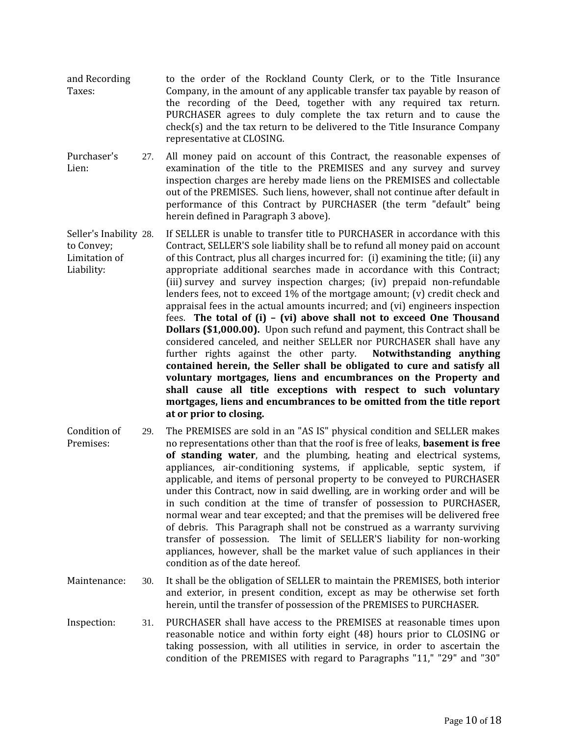**and Recording Taxes:** to the order of the Rockland County Clerk, or to the Title Insurance Company, in the amount of any applicable transfer tax payable by reason of the recording of the Deed, together with any required tax return. PURCHASER agrees to duly complete the tax return and to cause the check(s) and the tax return to be delivered to the Title Insurance Company representative at CLOSING.

**Purchaser's Lien:**

27. All money paid on account of this Contract, the reasonable expenses of examination of the title to the PREMISES and any survey and survey inspection charges are hereby made liens on the PREMISES and collectable out of the PREMISES. Such liens, however, shall not continue after default in performance of this Contract by PURCHASER (the term "default" being herein defined in Paragraph 3 above).

**Seller's Inability to Convey; Limitation of Liability:**

28. If SELLER is unable to transfer title to PURCHASER in accordance with this Contract, SELLER'S sole liability shall be to refund all money paid on account of this Contract, plus all charges incurred for: (i) examining the title; (ii) any appropriate additional searches made in accordance with this Contract; (iii) survey and survey inspection charges; (iv) prepaid non-refundable lenders fees, not to exceed 1% of the mortgage amount; (v) credit check and appraisal fees in the actual amounts incurred; and (vi) engineers inspection fees. **The total of (i) – (vi) above shall not to exceed One Thousand Dollars ($1,000.00).** Upon such refund and payment, this Contract shall be considered canceled, and neither SELLER nor PURCHASER shall have any further rights against the other party. **Notwithstanding anything contained herein, the Seller shall be obligated to cure and satisfy all voluntary mortgages, liens and encumbrances on the Property and shall cause all title exceptions with respect to such voluntary mortgages, liens and encumbrances to be omitted from the title report at or prior to closing.**

**Condition of Premises:**

29. The PREMISES are sold in an "AS IS" physical condition and SELLER makes no representations other than that the roof is free of leaks, **basement is free of standing water**, and the plumbing, heating and electrical systems, appliances, air-conditioning systems, if applicable, septic system, if applicable, and items of personal property to be conveyed to PURCHASER under this Contract, now in said dwelling, are in working order and will be in such condition at the time of transfer of possession to PURCHASER, normal wear and tear excepted; and that the premises will be delivered free of debris. This Paragraph shall not be construed as a warranty surviving transfer of possession. The limit of SELLER'S liability for non-working appliances, however, shall be the market value of such appliances in their condition as of the date hereof.

**Maintenance:**

30. It shall be the obligation of SELLER to maintain the PREMISES, both interior and exterior, in present condition, except as may be otherwise set forth herein, until the transfer of possession of the PREMISES to PURCHASER.

**Inspection:**

31. PURCHASER shall have access to the PREMISES at reasonable times upon reasonable notice and within forty eight (48) hours prior to CLOSING or taking possession, with all utilities in service, in order to ascertain the condition of the PREMISES with regard to Paragraphs "11," "29" and "30"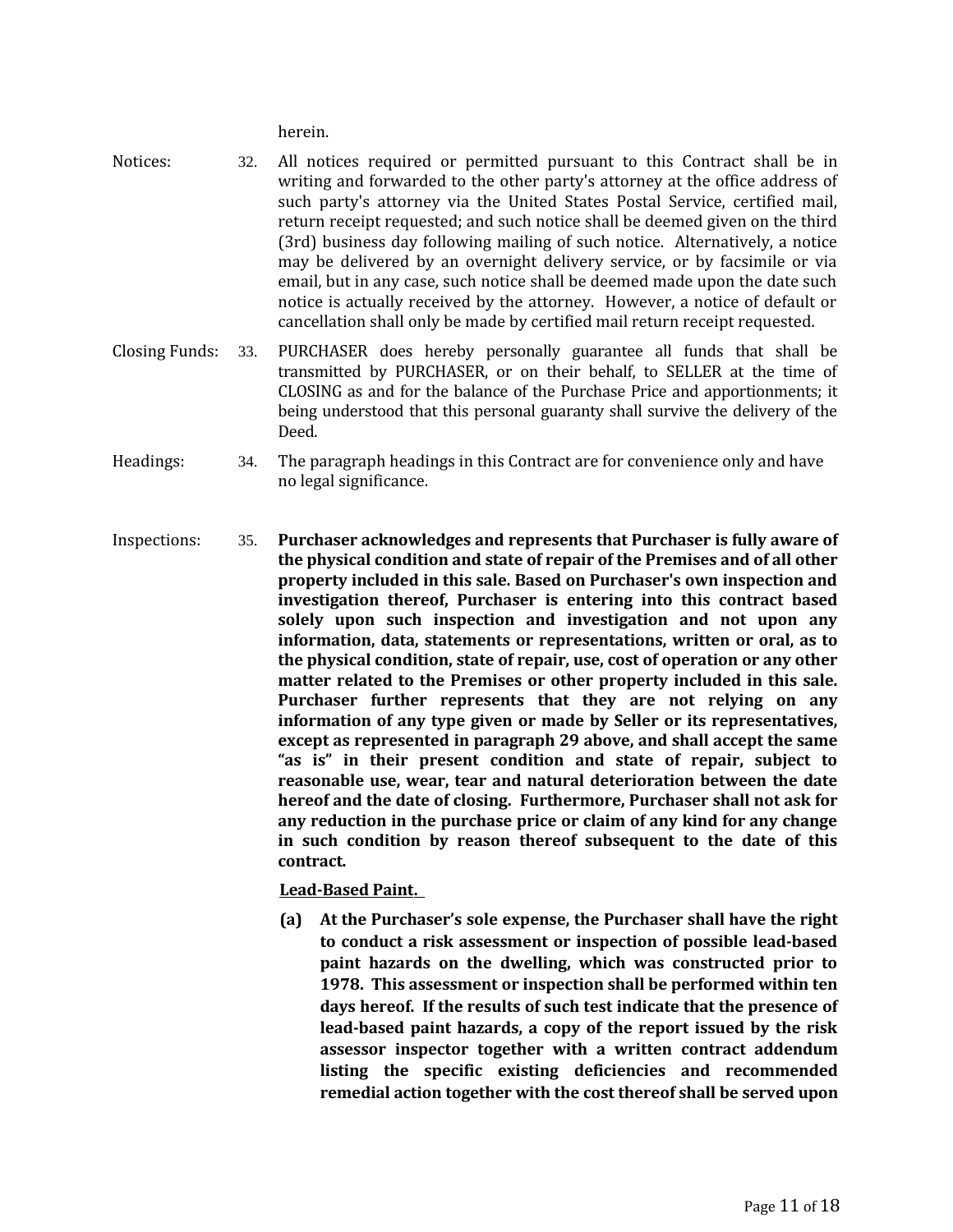herein.

Notices: 32. All notices required or permitted pursuant to this Contract shall be in writing and forwarded to the other party's attorney at the office address of such party's attorney via the United States Postal Service, certified mail, return receipt requested; and such notice shall be deemed given on the third (3rd) business day following mailing of such notice. Alternatively, a notice may be delivered by an overnight delivery service, or by facsimile or via email, but in any case, such notice shall be deemed made upon the date such notice is actually received by the attorney. However, a notice of default or cancellation shall only be made by certified mail return receipt requested.

Closing Funds: 33. PURCHASER does hereby personally guarantee all funds that shall be transmitted by PURCHASER, or on their behalf, to SELLER at the time of CLOSING as and for the balance of the Purchase Price and apportionments; it being understood that this personal guaranty shall survive the delivery of the Deed.

Headings: 34. The paragraph headings in this Contract are for convenience only and have no legal significance.

Inspections: 35. **Purchaser acknowledges and represents that Purchaser is fully aware of the physical condition and state of repair of the Premises and of all other property included in this sale. Based on Purchaser's own inspection and investigation thereof, Purchaser is entering into this contract based solely upon such inspection and investigation and not upon any information, data, statements or representations, written or oral, as to the physical condition, state of repair, use, cost of operation or any other matter related to the Premises or other property included in this sale. Purchaser further represents that they are not relying on any information of any type given or made by Seller or its representatives, except as represented in paragraph 29 above, and shall accept the same "as is" in their present condition and state of repair, subject to reasonable use, wear, tear and natural deterioration between the date hereof and the date of closing. Furthermore, Purchaser shall not ask for any reduction in the purchase price or claim of any kind for any change in such condition by reason thereof subsequent to the date of this contract.**

**Lead-Based Paint.**

**(a) At the Purchaser's sole expense, the Purchaser shall have the right to conduct a risk assessment or inspection of possible lead-based paint hazards on the dwelling, which was constructed prior to 1978. This assessment or inspection shall be performed within ten days hereof. If the results of such test indicate that the presence of lead-based paint hazards, a copy of the report issued by the risk assessor inspector together with a written contract addendum listing the specific existing deficiencies and recommended remedial action together with the cost thereof shall be served upon**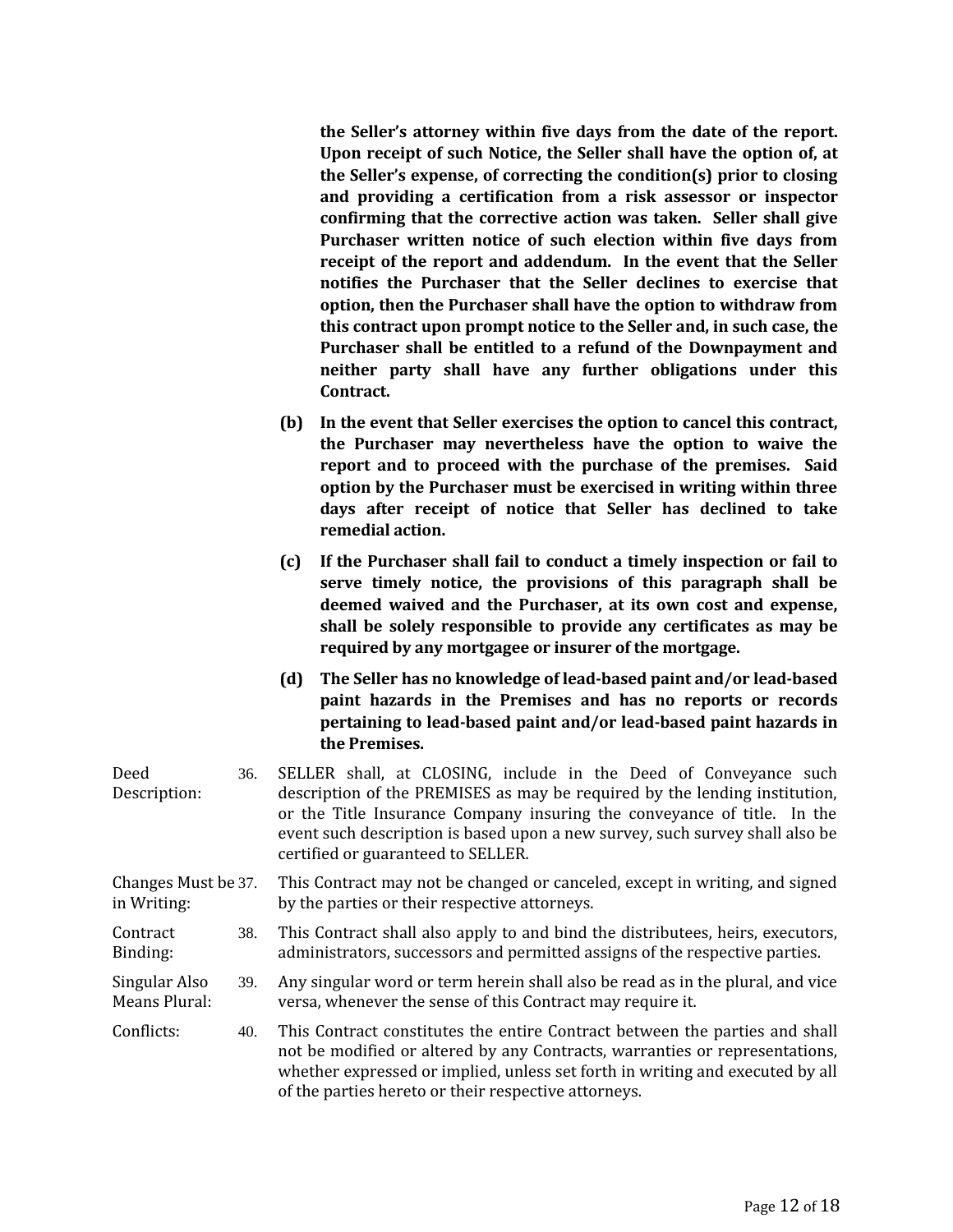**the Seller's attorney within five days from the date of the report. Upon receipt of such Notice, the Seller shall have the option of, at the Seller's expense, of correcting the condition(s) prior to closing and providing a certification from a risk assessor or inspector confirming that the corrective action was taken. Seller shall give Purchaser written notice of such election within five days from receipt of the report and addendum. In the event that the Seller notifies the Purchaser that the Seller declines to exercise that option, then the Purchaser shall have the option to withdraw from this contract upon prompt notice to the Seller and, in such case, the Purchaser shall be entitled to a refund of the Downpayment and neither party shall have any further obligations under this Contract.**

**(b) In the event that Seller exercises the option to cancel this contract, the Purchaser may nevertheless have the option to waive the report and to proceed with the purchase of the premises. Said option by the Purchaser must be exercised in writing within three days after receipt of notice that Seller has declined to take remedial action.**

**(c) If the Purchaser shall fail to conduct a timely inspection or fail to serve timely notice, the provisions of this paragraph shall be deemed waived and the Purchaser, at its own cost and expense, shall be solely responsible to provide any certificates as may be required by any mortgagee or insurer of the mortgage.**

**(d) The Seller has no knowledge of lead-based paint and/or lead-based paint hazards in the Premises and has no reports or records pertaining to lead-based paint and/or lead-based paint hazards in the Premises.**

Deed Description: 36. SELLER shall, at CLOSING, include in the Deed of Conveyance such description of the PREMISES as may be required by the lending institution, or the Title Insurance Company insuring the conveyance of title. In the event such description is based upon a new survey, such survey shall also be certified or guaranteed to SELLER.

Changes Must be in Writing: 37. This Contract may not be changed or canceled, except in writing, and signed by the parties or their respective attorneys.

Contract Binding: 38. This Contract shall also apply to and bind the distributees, heirs, executors, administrators, successors and permitted assigns of the respective parties.

Singular Also Means Plural: 39. Any singular word or term herein shall also be read as in the plural, and vice versa, whenever the sense of this Contract may require it.

Conflicts: 40. This Contract constitutes the entire Contract between the parties and shall not be modified or altered by any Contracts, warranties or representations, whether expressed or implied, unless set forth in writing and executed by all of the parties hereto or their respective attorneys.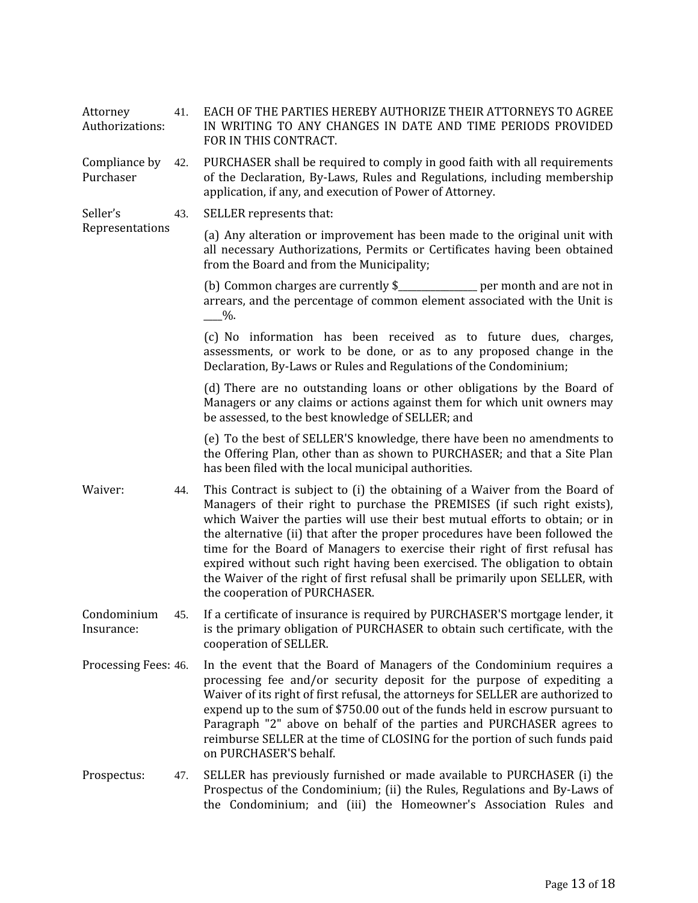**Attorney Authorizations:** 41. EACH OF THE PARTIES HEREBY AUTHORIZE THEIR ATTORNEYS TO AGREE IN WRITING TO ANY CHANGES IN DATE AND TIME PERIODS PROVIDED FOR IN THIS CONTRACT.

**Compliance by Purchaser** 42. PURCHASER shall be required to comply in good faith with all requirements of the Declaration, By-Laws, Rules and Regulations, including membership application, if any, and execution of Power of Attorney.

**Seller's Representations** 43. SELLER represents that:

(a) Any alteration or improvement has been made to the original unit with all necessary Authorizations, Permits or Certificates having been obtained from the Board and from the Municipality;

(b) Common charges are currently $________________ per month and are not in arrears, and the percentage of common element associated with the Unit is ____%.

(c) No information has been received as to future dues, charges, assessments, or work to be done, or as to any proposed change in the Declaration, By-Laws or Rules and Regulations of the Condominium;

(d) There are no outstanding loans or other obligations by the Board of Managers or any claims or actions against them for which unit owners may be assessed, to the best knowledge of SELLER; and

(e) To the best of SELLER'S knowledge, there have been no amendments to the Offering Plan, other than as shown to PURCHASER; and that a Site Plan has been filed with the local municipal authorities.

**Waiver:** 44. This Contract is subject to (i) the obtaining of a Waiver from the Board of Managers of their right to purchase the PREMISES (if such right exists), which Waiver the parties will use their best mutual efforts to obtain; or in the alternative (ii) that after the proper procedures have been followed the time for the Board of Managers to exercise their right of first refusal has expired without such right having been exercised. The obligation to obtain the Waiver of the right of first refusal shall be primarily upon SELLER, with the cooperation of PURCHASER.

**Condominium Insurance:** 45. If a certificate of insurance is required by PURCHASER'S mortgage lender, it is the primary obligation of PURCHASER to obtain such certificate, with the cooperation of SELLER.

**Processing Fees:** 46. In the event that the Board of Managers of the Condominium requires a processing fee and/or security deposit for the purpose of expediting a Waiver of its right of first refusal, the attorneys for SELLER are authorized to expend up to the sum of $750.00 out of the funds held in escrow pursuant to Paragraph "2" above on behalf of the parties and PURCHASER agrees to reimburse SELLER at the time of CLOSING for the portion of such funds paid on PURCHASER'S behalf.

**Prospectus:** 47. SELLER has previously furnished or made available to PURCHASER (i) the Prospectus of the Condominium; (ii) the Rules, Regulations and By-Laws of the Condominium; and (iii) the Homeowner's Association Rules and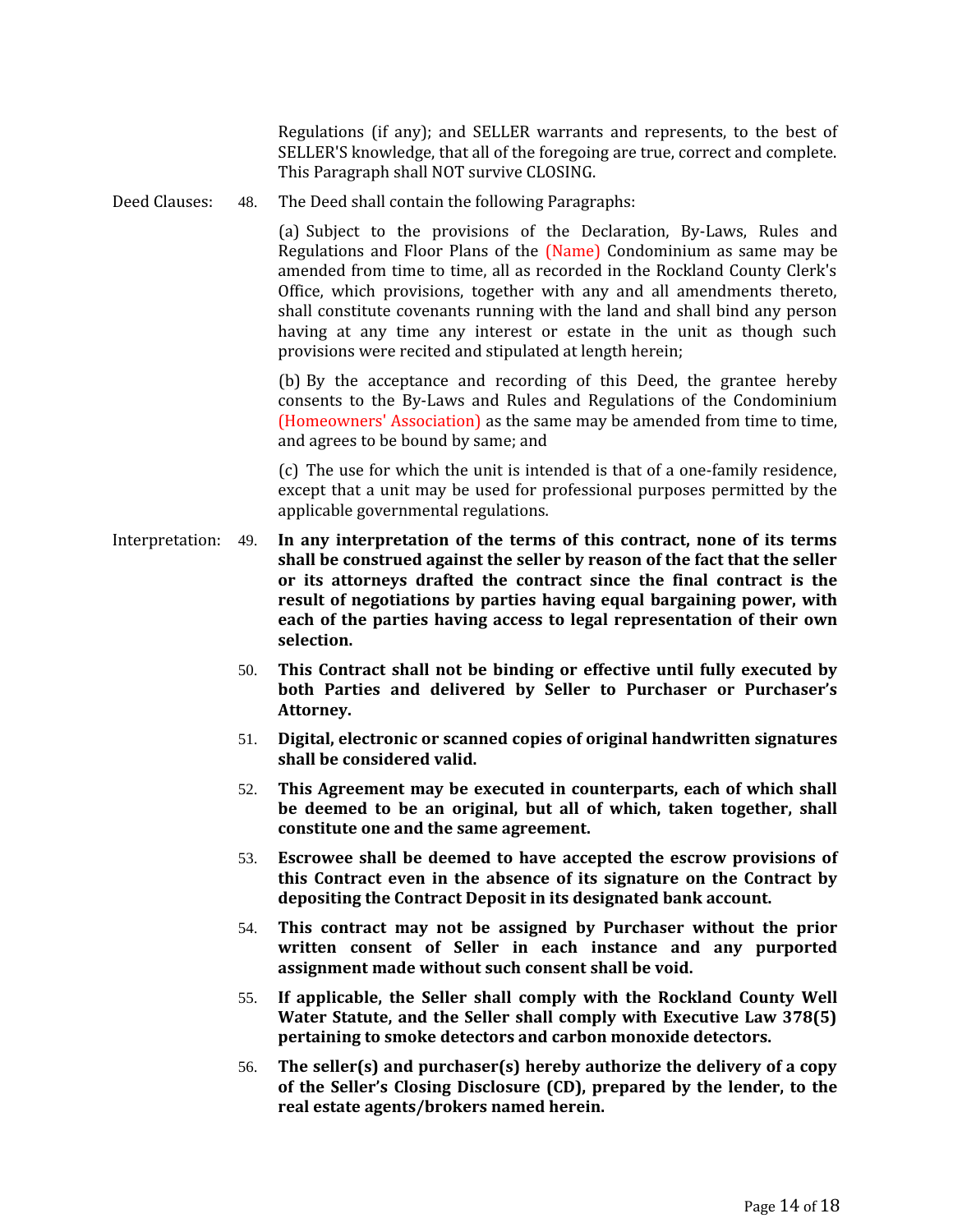Regulations (if any); and SELLER warrants and represents, to the best of SELLER'S knowledge, that all of the foregoing are true, correct and complete. This Paragraph shall NOT survive CLOSING.

Deed Clauses: 48. The Deed shall contain the following Paragraphs:

(a) Subject to the provisions of the Declaration, By-Laws, Rules and Regulations and Floor Plans of the (Name) Condominium as same may be amended from time to time, all as recorded in the Rockland County Clerk's Office, which provisions, together with any and all amendments thereto, shall constitute covenants running with the land and shall bind any person having at any time any interest or estate in the unit as though such provisions were recited and stipulated at length herein;

(b) By the acceptance and recording of this Deed, the grantee hereby consents to the By-Laws and Rules and Regulations of the Condominium (Homeowners' Association) as the same may be amended from time to time, and agrees to be bound by same; and

(c) The use for which the unit is intended is that of a one-family residence, except that a unit may be used for professional purposes permitted by the applicable governmental regulations.

Interpretation: 49. **In any interpretation of the terms of this contract, none of its terms shall be construed against the seller by reason of the fact that the seller or its attorneys drafted the contract since the final contract is the result of negotiations by parties having equal bargaining power, with each of the parties having access to legal representation of their own selection.**

50. **This Contract shall not be binding or effective until fully executed by both Parties and delivered by Seller to Purchaser or Purchaser's Attorney.**

51. **Digital, electronic or scanned copies of original handwritten signatures shall be considered valid.**

52. **This Agreement may be executed in counterparts, each of which shall be deemed to be an original, but all of which, taken together, shall constitute one and the same agreement.**

53. **Escrowee shall be deemed to have accepted the escrow provisions of this Contract even in the absence of its signature on the Contract by depositing the Contract Deposit in its designated bank account.**

54. **This contract may not be assigned by Purchaser without the prior written consent of Seller in each instance and any purported assignment made without such consent shall be void.**

55. **If applicable, the Seller shall comply with the Rockland County Well Water Statute, and the Seller shall comply with Executive Law 378(5) pertaining to smoke detectors and carbon monoxide detectors.**

56. **The seller(s) and purchaser(s) hereby authorize the delivery of a copy of the Seller's Closing Disclosure (CD), prepared by the lender, to the real estate agents/brokers named herein.**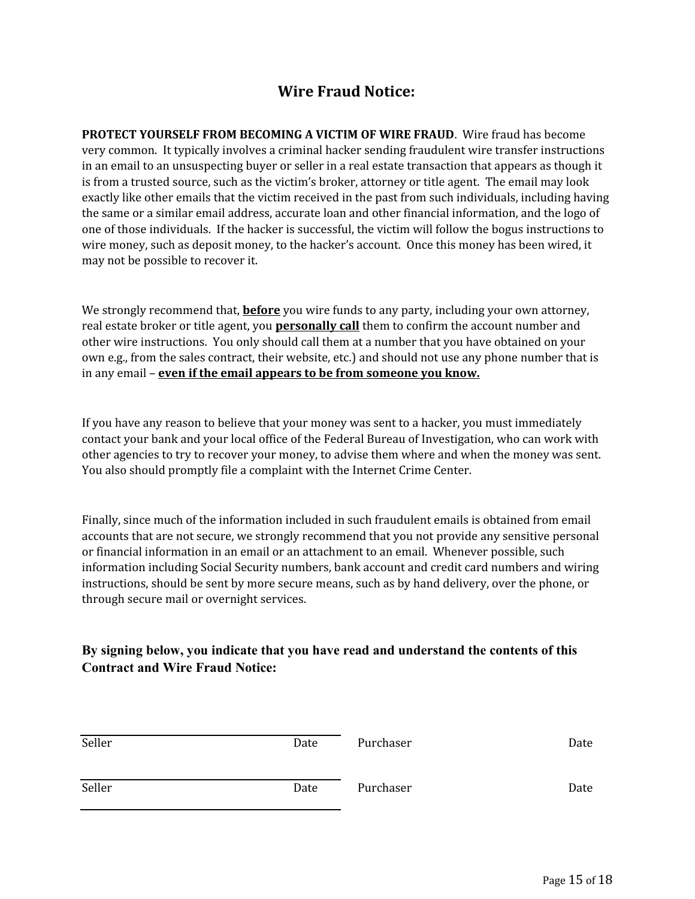## Wire Fraud Notice:

**PROTECT YOURSELF FROM BECOMING A VICTIM OF WIRE FRAUD**. Wire fraud has become very common. It typically involves a criminal hacker sending fraudulent wire transfer instructions in an email to an unsuspecting buyer or seller in a real estate transaction that appears as though it is from a trusted source, such as the victim's broker, attorney or title agent. The email may look exactly like other emails that the victim received in the past from such individuals, including having the same or a similar email address, accurate loan and other financial information, and the logo of one of those individuals. If the hacker is successful, the victim will follow the bogus instructions to wire money, such as deposit money, to the hacker's account. Once this money has been wired, it may not be possible to recover it.

We strongly recommend that, <u>**before**</u> you wire funds to any party, including your own attorney, real estate broker or title agent, you <u>**personally call**</u> them to confirm the account number and other wire instructions. You only should call them at a number that you have obtained on your own e.g., from the sales contract, their website, etc.) and should not use any phone number that is in any email – <u>**even if the email appears to be from someone you know.**</u>

If you have any reason to believe that your money was sent to a hacker, you must immediately contact your bank and your local office of the Federal Bureau of Investigation, who can work with other agencies to try to recover your money, to advise them where and when the money was sent. You also should promptly file a complaint with the Internet Crime Center.

Finally, since much of the information included in such fraudulent emails is obtained from email accounts that are not secure, we strongly recommend that you not provide any sensitive personal or financial information in an email or an attachment to an email. Whenever possible, such information including Social Security numbers, bank account and credit card numbers and wiring instructions, should be sent by more secure means, such as by hand delivery, over the phone, or through secure mail or overnight services.

**By signing below, you indicate that you have read and understand the contents of this Contract and Wire Fraud Notice:**

\_\_\_\_\_\_\_\_\_\_\_\_\_\_\_\_\_\_\_\_\_\_\_\_\_\_\_\_\_\_\_\_\_\_\_\_\_\_\_\_
Seller Date Purchaser Date

\_\_\_\_\_\_\_\_\_\_\_\_\_\_\_\_\_\_\_\_\_\_\_\_\_\_\_\_\_\_\_\_\_\_\_\_\_\_\_\_
Seller Date Purchaser Date

\_\_\_\_\_\_\_\_\_\_\_\_\_\_\_\_\_\_\_\_\_\_\_\_\_\_\_\_\_\_\_\_\_\_\_\_\_\_\_\_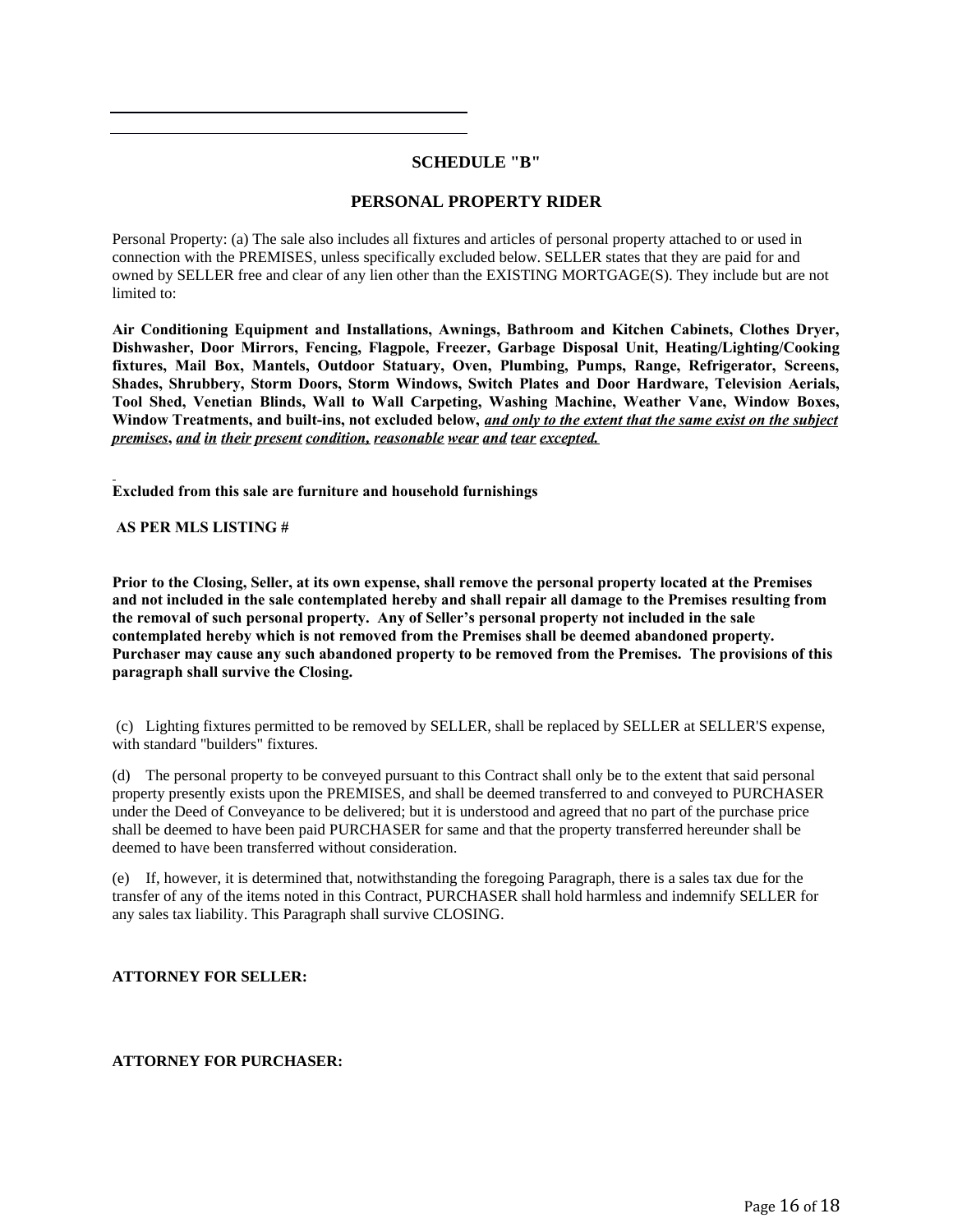## SCHEDULE "B"

## PERSONAL PROPERTY RIDER

Personal Property: (a) The sale also includes all fixtures and articles of personal property attached to or used in connection with the PREMISES, unless specifically excluded below. SELLER states that they are paid for and owned by SELLER free and clear of any lien other than the EXISTING MORTGAGE(S). They include but are not limited to:

**Air Conditioning Equipment and Installations, Awnings, Bathroom and Kitchen Cabinets, Clothes Dryer, Dishwasher, Door Mirrors, Fencing, Flagpole, Freezer, Garbage Disposal Unit, Heating/Lighting/Cooking fixtures, Mail Box, Mantels, Outdoor Statuary, Oven, Plumbing, Pumps, Range, Refrigerator, Screens, Shades, Shrubbery, Storm Doors, Storm Windows, Switch Plates and Door Hardware, Television Aerials, Tool Shed, Venetian Blinds, Wall to Wall Carpeting, Washing Machine, Weather Vane, Window Boxes, Window Treatments, and built-ins, not excluded below,** ***and only to the extent that the same exist on the subject premises, and in their present condition, reasonable wear and tear excepted.***

**Excluded from this sale are furniture and household furnishings**

**AS PER MLS LISTING #**

**Prior to the Closing, Seller, at its own expense, shall remove the personal property located at the Premises and not included in the sale contemplated hereby and shall repair all damage to the Premises resulting from the removal of such personal property. Any of Seller's personal property not included in the sale contemplated hereby which is not removed from the Premises shall be deemed abandoned property. Purchaser may cause any such abandoned property to be removed from the Premises. The provisions of this paragraph shall survive the Closing.**

(c) Lighting fixtures permitted to be removed by SELLER, shall be replaced by SELLER at SELLER'S expense, with standard "builders" fixtures.

(d) The personal property to be conveyed pursuant to this Contract shall only be to the extent that said personal property presently exists upon the PREMISES, and shall be deemed transferred to and conveyed to PURCHASER under the Deed of Conveyance to be delivered; but it is understood and agreed that no part of the purchase price shall be deemed to have been paid PURCHASER for same and that the property transferred hereunder shall be deemed to have been transferred without consideration.

(e) If, however, it is determined that, notwithstanding the foregoing Paragraph, there is a sales tax due for the transfer of any of the items noted in this Contract, PURCHASER shall hold harmless and indemnify SELLER for any sales tax liability. This Paragraph shall survive CLOSING.

**ATTORNEY FOR SELLER:**

**ATTORNEY FOR PURCHASER:**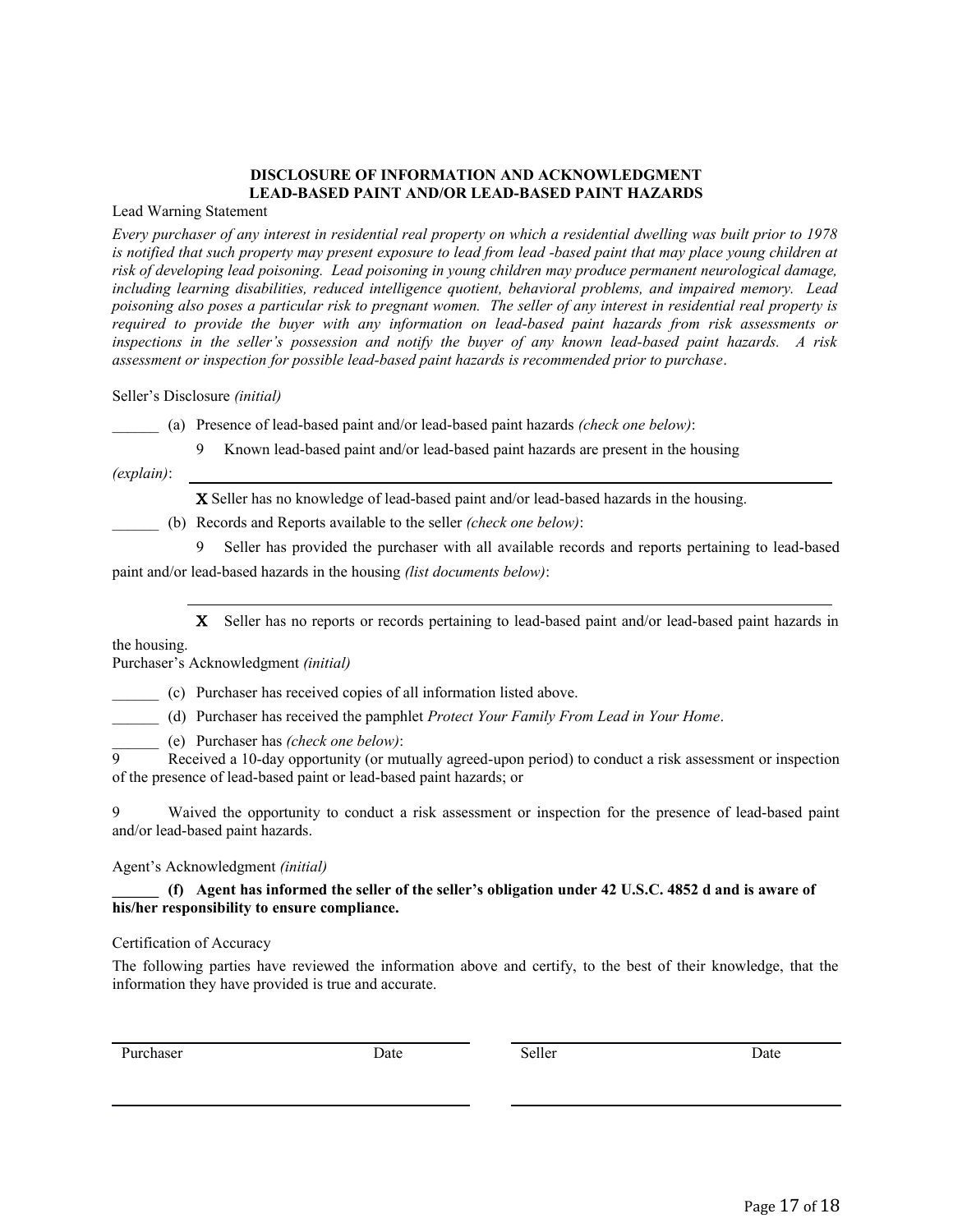**DISCLOSURE OF INFORMATION AND ACKNOWLEDGMENT**
**LEAD-BASED PAINT AND/OR LEAD-BASED PAINT HAZARDS**

Lead Warning Statement

*Every purchaser of any interest in residential real property on which a residential dwelling was built prior to 1978 is notified that such property may present exposure to lead from lead -based paint that may place young children at risk of developing lead poisoning. Lead poisoning in young children may produce permanent neurological damage, including learning disabilities, reduced intelligence quotient, behavioral problems, and impaired memory. Lead poisoning also poses a particular risk to pregnant women. The seller of any interest in residential real property is required to provide the buyer with any information on lead-based paint hazards from risk assessments or inspections in the seller's possession and notify the buyer of any known lead-based paint hazards. A risk assessment or inspection for possible lead-based paint hazards is recommended prior to purchase.*

Seller's Disclosure *(initial)*

______ (a) Presence of lead-based paint and/or lead-based paint hazards *(check one below)*:

9 Known lead-based paint and/or lead-based paint hazards are present in the housing *(explain)*: ________________________________________

**X** Seller has no knowledge of lead-based paint and/or lead-based hazards in the housing.

______ (b) Records and Reports available to the seller *(check one below)*:

9 Seller has provided the purchaser with all available records and reports pertaining to lead-based paint and/or lead-based hazards in the housing *(list documents below)*:

________________________________________

**X** Seller has no reports or records pertaining to lead-based paint and/or lead-based paint hazards in the housing.

Purchaser's Acknowledgment *(initial)*

______ (c) Purchaser has received copies of all information listed above.

______ (d) Purchaser has received the pamphlet *Protect Your Family From Lead in Your Home*.

______ (e) Purchaser has *(check one below)*:

9 Received a 10-day opportunity (or mutually agreed-upon period) to conduct a risk assessment or inspection of the presence of lead-based paint or lead-based paint hazards; or

9 Waived the opportunity to conduct a risk assessment or inspection for the presence of lead-based paint and/or lead-based paint hazards.

Agent's Acknowledgment *(initial)*

**______ (f) Agent has informed the seller of the seller's obligation under 42 U.S.C. 4852 d and is aware of his/her responsibility to ensure compliance.**

Certification of Accuracy

The following parties have reviewed the information above and certify, to the best of their knowledge, that the information they have provided is true and accurate.

________________________________________ ________________________________________
Purchaser Date Seller Date

________________________________________ ________________________________________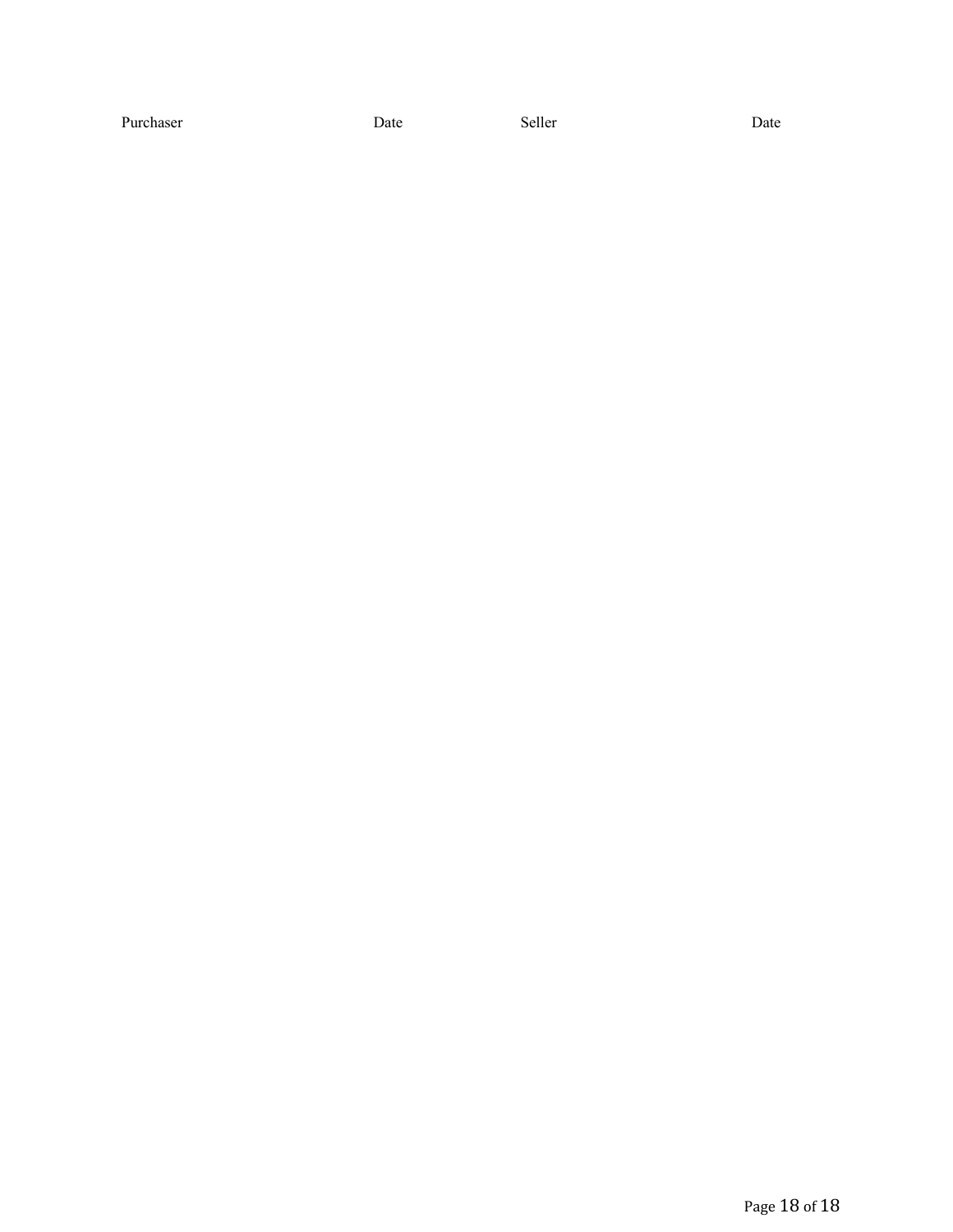Purchaser Date Seller Date